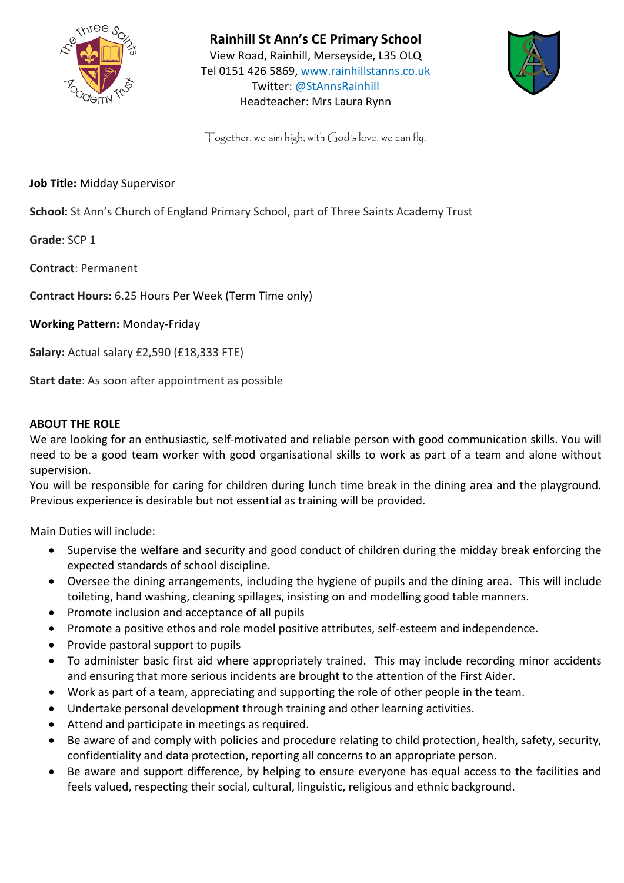**Rainhill St Ann's CE Primary School**
View Road, Rainhill, Merseyside, L35 OLQ
Tel 0151 426 5869, www.rainhillstanns.co.uk
Twitter: @StAnnsRainhill
Headteacher: Mrs Laura Rynn

*Together, we aim high; with God's love, we can fly.*

**Job Title:** Midday Supervisor

**School:** St Ann's Church of England Primary School, part of Three Saints Academy Trust

**Grade**: SCP 1

**Contract**: Permanent

**Contract Hours:** 6.25 Hours Per Week (Term Time only)

**Working Pattern:** Monday-Friday

**Salary:** Actual salary £2,590 (£18,333 FTE)

**Start date**: As soon after appointment as possible

**ABOUT THE ROLE**

We are looking for an enthusiastic, self-motivated and reliable person with good communication skills. You will need to be a good team worker with good organisational skills to work as part of a team and alone without supervision.

You will be responsible for caring for children during lunch time break in the dining area and the playground. Previous experience is desirable but not essential as training will be provided.

Main Duties will include:

- Supervise the welfare and security and good conduct of children during the midday break enforcing the expected standards of school discipline.
- Oversee the dining arrangements, including the hygiene of pupils and the dining area. This will include toileting, hand washing, cleaning spillages, insisting on and modelling good table manners.
- Promote inclusion and acceptance of all pupils
- Promote a positive ethos and role model positive attributes, self-esteem and independence.
- Provide pastoral support to pupils
- To administer basic first aid where appropriately trained. This may include recording minor accidents and ensuring that more serious incidents are brought to the attention of the First Aider.
- Work as part of a team, appreciating and supporting the role of other people in the team.
- Undertake personal development through training and other learning activities.
- Attend and participate in meetings as required.
- Be aware of and comply with policies and procedure relating to child protection, health, safety, security, confidentiality and data protection, reporting all concerns to an appropriate person.
- Be aware and support difference, by helping to ensure everyone has equal access to the facilities and feels valued, respecting their social, cultural, linguistic, religious and ethnic background.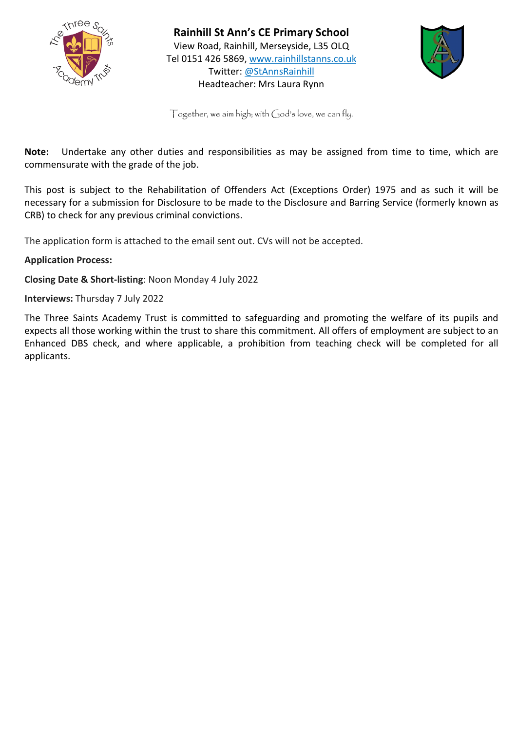**Rainhill St Ann's CE Primary School**
View Road, Rainhill, Merseyside, L35 OLQ
Tel 0151 426 5869, www.rainhillstanns.co.uk
Twitter: @StAnnsRainhill
Headteacher: Mrs Laura Rynn

Together, we aim high; with God's love, we can fly.

**Note:** Undertake any other duties and responsibilities as may be assigned from time to time, which are commensurate with the grade of the job.

This post is subject to the Rehabilitation of Offenders Act (Exceptions Order) 1975 and as such it will be necessary for a submission for Disclosure to be made to the Disclosure and Barring Service (formerly known as CRB) to check for any previous criminal convictions.

The application form is attached to the email sent out. CVs will not be accepted.

**Application Process:**

**Closing Date & Short-listing**: Noon Monday 4 July 2022

**Interviews:** Thursday 7 July 2022

The Three Saints Academy Trust is committed to safeguarding and promoting the welfare of its pupils and expects all those working within the trust to share this commitment. All offers of employment are subject to an Enhanced DBS check, and where applicable, a prohibition from teaching check will be completed for all applicants.